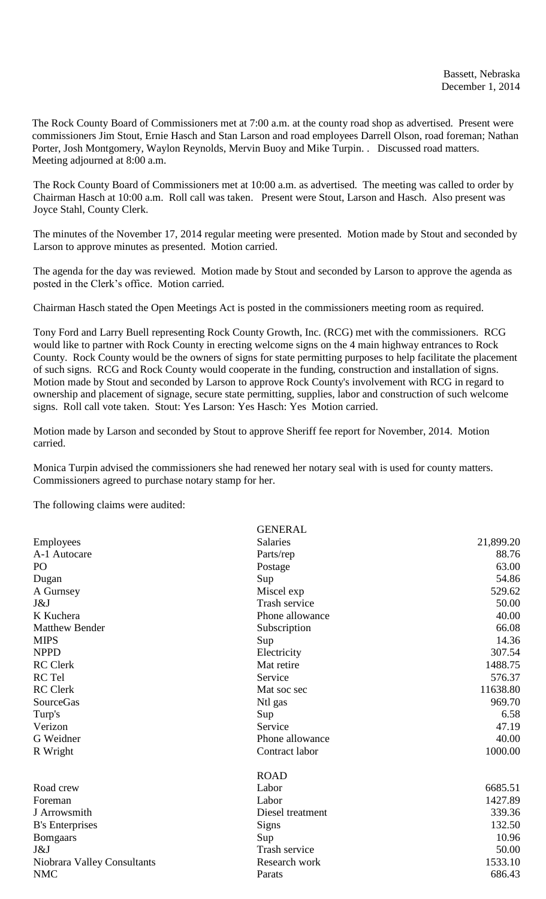Bassett, Nebraska
December 1, 2014

The Rock County Board of Commissioners met at 7:00 a.m. at the county road shop as advertised. Present were commissioners Jim Stout, Ernie Hasch and Stan Larson and road employees Darrell Olson, road foreman; Nathan Porter, Josh Montgomery, Waylon Reynolds, Mervin Buoy and Mike Turpin. . Discussed road matters. Meeting adjourned at 8:00 a.m.

The Rock County Board of Commissioners met at 10:00 a.m. as advertised. The meeting was called to order by Chairman Hasch at 10:00 a.m. Roll call was taken. Present were Stout, Larson and Hasch. Also present was Joyce Stahl, County Clerk.

The minutes of the November 17, 2014 regular meeting were presented. Motion made by Stout and seconded by Larson to approve minutes as presented. Motion carried.

The agenda for the day was reviewed. Motion made by Stout and seconded by Larson to approve the agenda as posted in the Clerk's office. Motion carried.

Chairman Hasch stated the Open Meetings Act is posted in the commissioners meeting room as required.

Tony Ford and Larry Buell representing Rock County Growth, Inc. (RCG) met with the commissioners. RCG would like to partner with Rock County in erecting welcome signs on the 4 main highway entrances to Rock County. Rock County would be the owners of signs for state permitting purposes to help facilitate the placement of such signs. RCG and Rock County would cooperate in the funding, construction and installation of signs. Motion made by Stout and seconded by Larson to approve Rock County's involvement with RCG in regard to ownership and placement of signage, secure state permitting, supplies, labor and construction of such welcome signs. Roll call vote taken. Stout: Yes Larson: Yes Hasch: Yes Motion carried.

Motion made by Larson and seconded by Stout to approve Sheriff fee report for November, 2014. Motion carried.

Monica Turpin advised the commissioners she had renewed her notary seal with is used for county matters. Commissioners agreed to purchase notary stamp for her.

The following claims were audited:

| | GENERAL | |
|---|---|---|
| Employees | Salaries | 21,899.20 |
| A-1 Autocare | Parts/rep | 88.76 |
| PO | Postage | 63.00 |
| Dugan | Sup | 54.86 |
| A Gurnsey | Miscel exp | 529.62 |
| J&J | Trash service | 50.00 |
| K Kuchera | Phone allowance | 40.00 |
| Matthew Bender | Subscription | 66.08 |
| MIPS | Sup | 14.36 |
| NPPD | Electricity | 307.54 |
| RC Clerk | Mat retire | 1488.75 |
| RC Tel | Service | 576.37 |
| RC Clerk | Mat soc sec | 11638.80 |
| SourceGas | Ntl gas | 969.70 |
| Turp's | Sup | 6.58 |
| Verizon | Service | 47.19 |
| G Weidner | Phone allowance | 40.00 |
| R Wright | Contract labor | 1000.00 |
| | ROAD | |
| Road crew | Labor | 6685.51 |
| Foreman | Labor | 1427.89 |
| J Arrowsmith | Diesel treatment | 339.36 |
| B's Enterprises | Signs | 132.50 |
| Bomgaars | Sup | 10.96 |
| J&J | Trash service | 50.00 |
| Niobrara Valley Consultants | Research work | 1533.10 |
| NMC | Parats | 686.43 |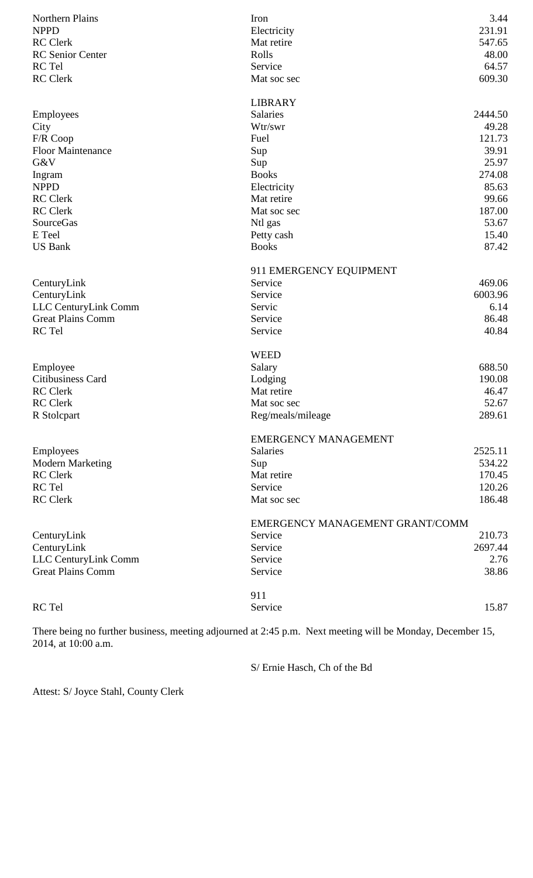| | | |
|---|---|---|
| Northern Plains | Iron | 3.44 |
| NPPD | Electricity | 231.91 |
| RC Clerk | Mat retire | 547.65 |
| RC Senior Center | Rolls | 48.00 |
| RC Tel | Service | 64.57 |
| RC Clerk | Mat soc sec | 609.30 |
| | LIBRARY | |
| Employees | Salaries | 2444.50 |
| City | Wtr/swr | 49.28 |
| F/R Coop | Fuel | 121.73 |
| Floor Maintenance | Sup | 39.91 |
| G&V | Sup | 25.97 |
| Ingram | Books | 274.08 |
| NPPD | Electricity | 85.63 |
| RC Clerk | Mat retire | 99.66 |
| RC Clerk | Mat soc sec | 187.00 |
| SourceGas | Ntl gas | 53.67 |
| E Teel | Petty cash | 15.40 |
| US Bank | Books | 87.42 |
| | 911 EMERGENCY EQUIPMENT | |
| CenturyLink | Service | 469.06 |
| CenturyLink | Service | 6003.96 |
| LLC CenturyLink Comm | Servic | 6.14 |
| Great Plains Comm | Service | 86.48 |
| RC Tel | Service | 40.84 |
| | WEED | |
| Employee | Salary | 688.50 |
| Citibusiness Card | Lodging | 190.08 |
| RC Clerk | Mat retire | 46.47 |
| RC Clerk | Mat soc sec | 52.67 |
| R Stolcpart | Reg/meals/mileage | 289.61 |
| | EMERGENCY MANAGEMENT | |
| Employees | Salaries | 2525.11 |
| Modern Marketing | Sup | 534.22 |
| RC Clerk | Mat retire | 170.45 |
| RC Tel | Service | 120.26 |
| RC Clerk | Mat soc sec | 186.48 |
| | EMERGENCY MANAGEMENT GRANT/COMM | |
| CenturyLink | Service | 210.73 |
| CenturyLink | Service | 2697.44 |
| LLC CenturyLink Comm | Service | 2.76 |
| Great Plains Comm | Service | 38.86 |
| | 911 | |
| RC Tel | Service | 15.87 |

There being no further business, meeting adjourned at 2:45 p.m. Next meeting will be Monday, December 15, 2014, at 10:00 a.m.

S/ Ernie Hasch, Ch of the Bd

Attest: S/ Joyce Stahl, County Clerk